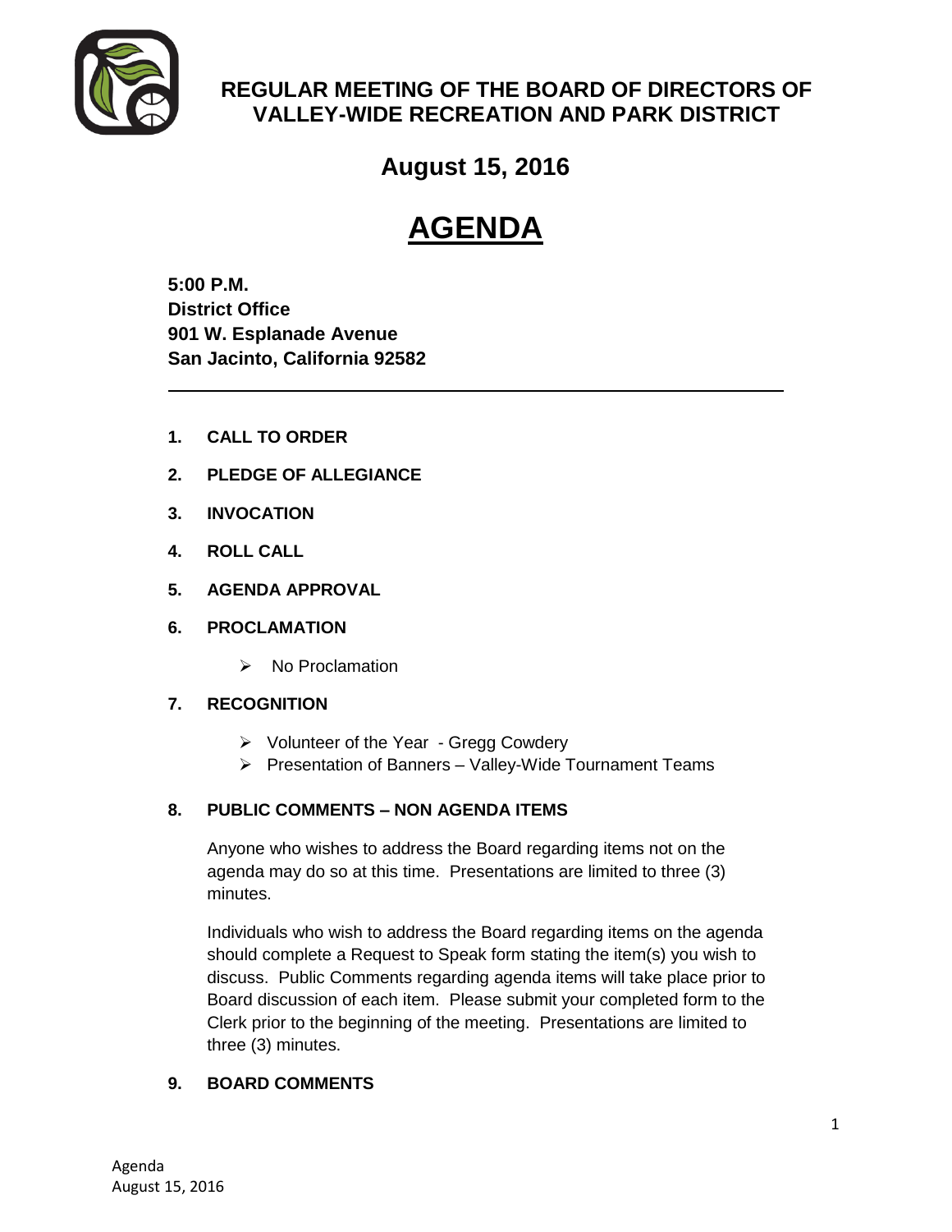# REGULAR MEETING OF THE BOARD OF DIRECTORS OF VALLEY-WIDE RECREATION AND PARK DISTRICT

## August 15, 2016

# AGENDA

**5:00 P.M.**
**District Office**
**901 W. Esplanade Avenue**
**San Jacinto, California 92582**

---

**1. CALL TO ORDER**

**2. PLEDGE OF ALLEGIANCE**

**3. INVOCATION**

**4. ROLL CALL**

**5. AGENDA APPROVAL**

**6. PROCLAMATION**

- No Proclamation

**7. RECOGNITION**

- Volunteer of the Year - Gregg Cowdery
- Presentation of Banners – Valley-Wide Tournament Teams

**8. PUBLIC COMMENTS – NON AGENDA ITEMS**

Anyone who wishes to address the Board regarding items not on the agenda may do so at this time. Presentations are limited to three (3) minutes.

Individuals who wish to address the Board regarding items on the agenda should complete a Request to Speak form stating the item(s) you wish to discuss. Public Comments regarding agenda items will take place prior to Board discussion of each item. Please submit your completed form to the Clerk prior to the beginning of the meeting. Presentations are limited to three (3) minutes.

**9. BOARD COMMENTS**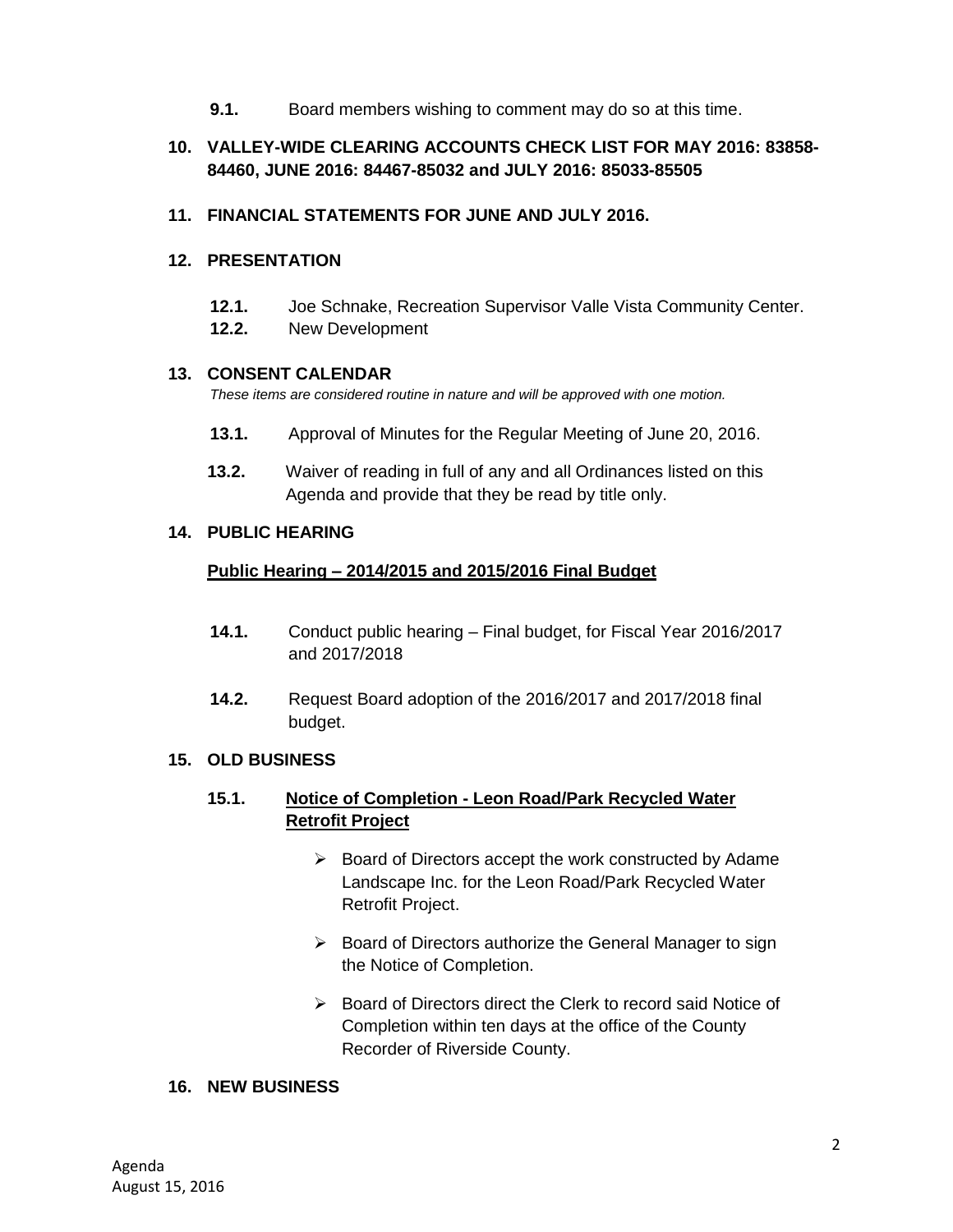**9.1.** Board members wishing to comment may do so at this time.

## 10. VALLEY-WIDE CLEARING ACCOUNTS CHECK LIST FOR MAY 2016: 83858-84460, JUNE 2016: 84467-85032 and JULY 2016: 85033-85505

## 11. FINANCIAL STATEMENTS FOR JUNE AND JULY 2016.

## 12. PRESENTATION

**12.1.** Joe Schnake, Recreation Supervisor Valle Vista Community Center.

**12.2.** New Development

## 13. CONSENT CALENDAR

*These items are considered routine in nature and will be approved with one motion.*

**13.1.** Approval of Minutes for the Regular Meeting of June 20, 2016.

**13.2.** Waiver of reading in full of any and all Ordinances listed on this Agenda and provide that they be read by title only.

## 14. PUBLIC HEARING

**Public Hearing – 2014/2015 and 2015/2016 Final Budget**

**14.1.** Conduct public hearing – Final budget, for Fiscal Year 2016/2017 and 2017/2018

**14.2.** Request Board adoption of the 2016/2017 and 2017/2018 final budget.

## 15. OLD BUSINESS

**15.1. Notice of Completion - Leon Road/Park Recycled Water Retrofit Project**

- Board of Directors accept the work constructed by Adame Landscape Inc. for the Leon Road/Park Recycled Water Retrofit Project.
- Board of Directors authorize the General Manager to sign the Notice of Completion.
- Board of Directors direct the Clerk to record said Notice of Completion within ten days at the office of the County Recorder of Riverside County.

## 16. NEW BUSINESS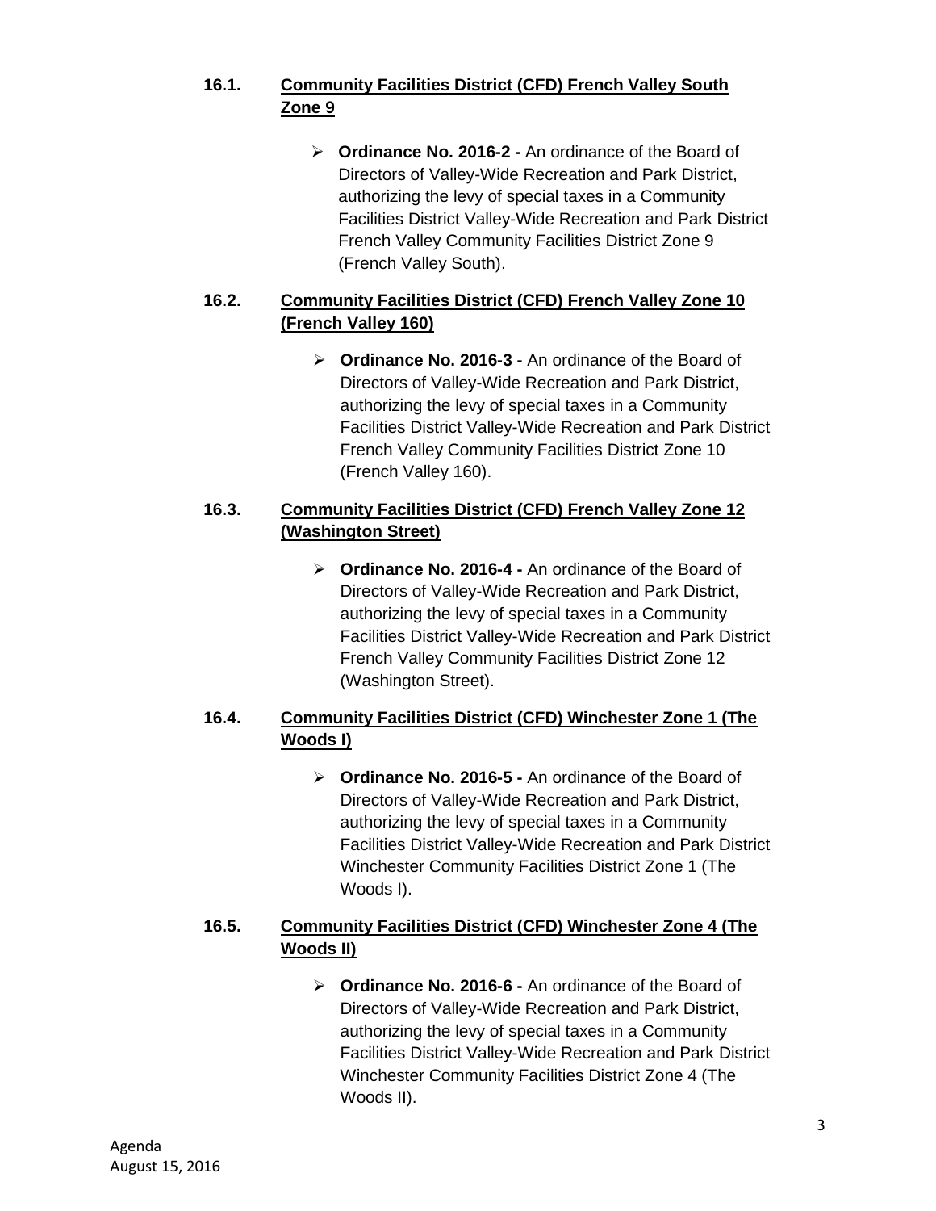**16.1. Community Facilities District (CFD) French Valley South Zone 9**

- **Ordinance No. 2016-2 -** An ordinance of the Board of Directors of Valley-Wide Recreation and Park District, authorizing the levy of special taxes in a Community Facilities District Valley-Wide Recreation and Park District French Valley Community Facilities District Zone 9 (French Valley South).

**16.2. Community Facilities District (CFD) French Valley Zone 10 (French Valley 160)**

- **Ordinance No. 2016-3 -** An ordinance of the Board of Directors of Valley-Wide Recreation and Park District, authorizing the levy of special taxes in a Community Facilities District Valley-Wide Recreation and Park District French Valley Community Facilities District Zone 10 (French Valley 160).

**16.3. Community Facilities District (CFD) French Valley Zone 12 (Washington Street)**

- **Ordinance No. 2016-4 -** An ordinance of the Board of Directors of Valley-Wide Recreation and Park District, authorizing the levy of special taxes in a Community Facilities District Valley-Wide Recreation and Park District French Valley Community Facilities District Zone 12 (Washington Street).

**16.4. Community Facilities District (CFD) Winchester Zone 1 (The Woods I)**

- **Ordinance No. 2016-5 -** An ordinance of the Board of Directors of Valley-Wide Recreation and Park District, authorizing the levy of special taxes in a Community Facilities District Valley-Wide Recreation and Park District Winchester Community Facilities District Zone 1 (The Woods I).

**16.5. Community Facilities District (CFD) Winchester Zone 4 (The Woods II)**

- **Ordinance No. 2016-6 -** An ordinance of the Board of Directors of Valley-Wide Recreation and Park District, authorizing the levy of special taxes in a Community Facilities District Valley-Wide Recreation and Park District Winchester Community Facilities District Zone 4 (The Woods II).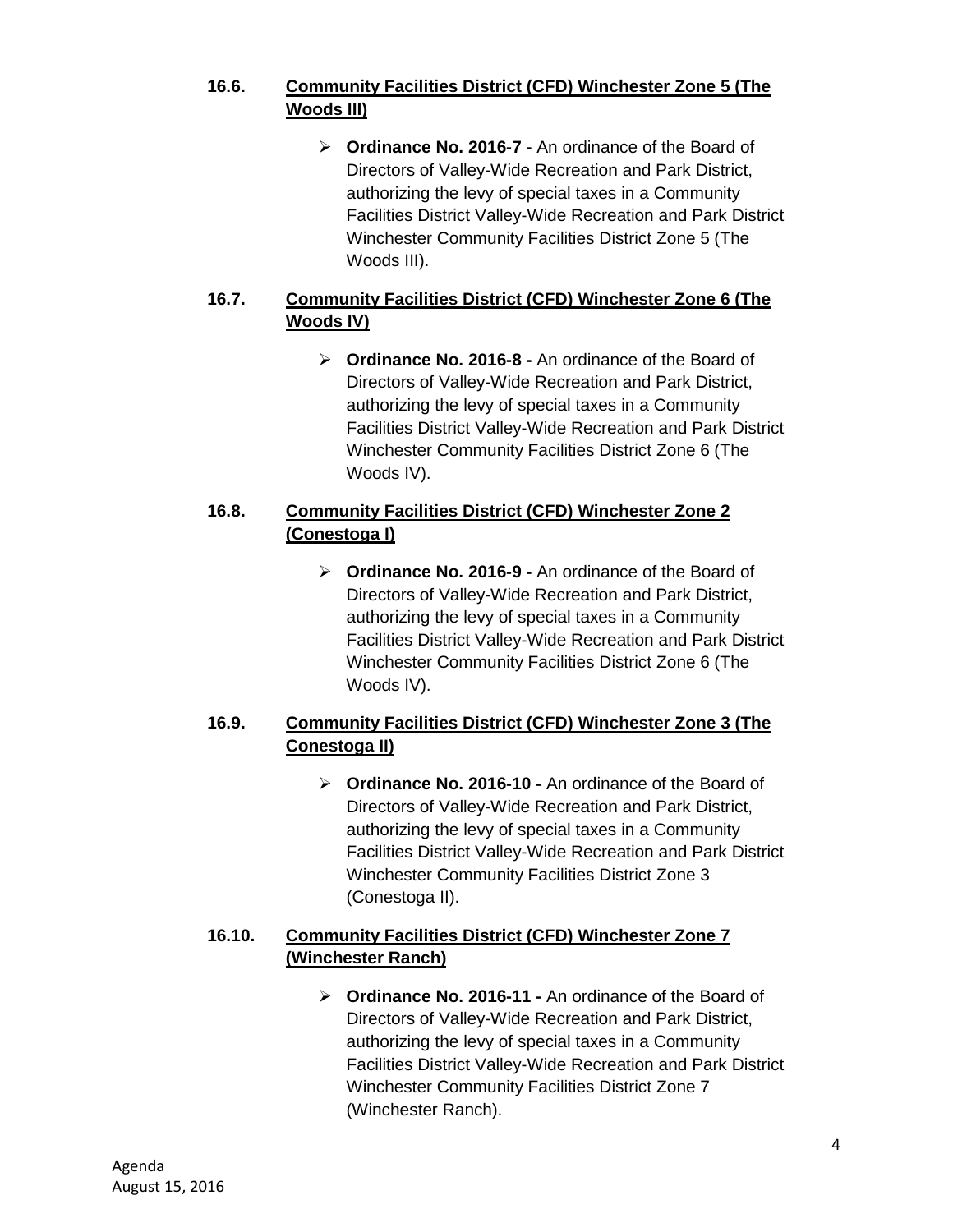**16.6. <u>Community Facilities District (CFD) Winchester Zone 5 (The Woods III)</u>**

- **Ordinance No. 2016-7 -** An ordinance of the Board of Directors of Valley-Wide Recreation and Park District, authorizing the levy of special taxes in a Community Facilities District Valley-Wide Recreation and Park District Winchester Community Facilities District Zone 5 (The Woods III).

**16.7. <u>Community Facilities District (CFD) Winchester Zone 6 (The Woods IV)</u>**

- **Ordinance No. 2016-8 -** An ordinance of the Board of Directors of Valley-Wide Recreation and Park District, authorizing the levy of special taxes in a Community Facilities District Valley-Wide Recreation and Park District Winchester Community Facilities District Zone 6 (The Woods IV).

**16.8. <u>Community Facilities District (CFD) Winchester Zone 2 (Conestoga I)</u>**

- **Ordinance No. 2016-9 -** An ordinance of the Board of Directors of Valley-Wide Recreation and Park District, authorizing the levy of special taxes in a Community Facilities District Valley-Wide Recreation and Park District Winchester Community Facilities District Zone 6 (The Woods IV).

**16.9. <u>Community Facilities District (CFD) Winchester Zone 3 (The Conestoga II)</u>**

- **Ordinance No. 2016-10 -** An ordinance of the Board of Directors of Valley-Wide Recreation and Park District, authorizing the levy of special taxes in a Community Facilities District Valley-Wide Recreation and Park District Winchester Community Facilities District Zone 3 (Conestoga II).

**16.10. <u>Community Facilities District (CFD) Winchester Zone 7 (Winchester Ranch)</u>**

- **Ordinance No. 2016-11 -** An ordinance of the Board of Directors of Valley-Wide Recreation and Park District, authorizing the levy of special taxes in a Community Facilities District Valley-Wide Recreation and Park District Winchester Community Facilities District Zone 7 (Winchester Ranch).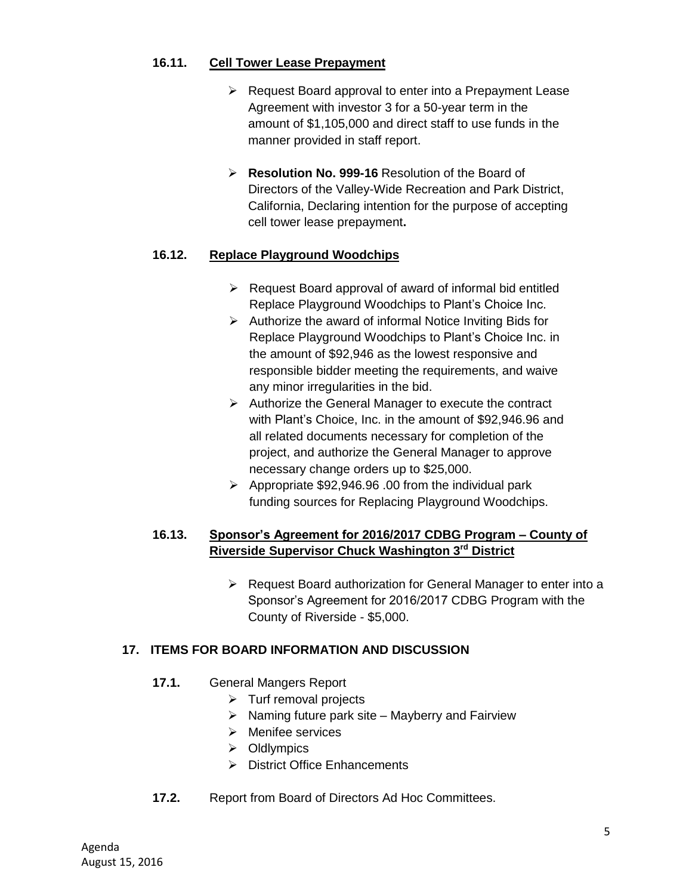### 16.11. **Cell Tower Lease Prepayment**

- Request Board approval to enter into a Prepayment Lease Agreement with investor 3 for a 50-year term in the amount of $1,105,000 and direct staff to use funds in the manner provided in staff report.
- **Resolution No. 999-16** Resolution of the Board of Directors of the Valley-Wide Recreation and Park District, California, Declaring intention for the purpose of accepting cell tower lease prepayment**.**

### 16.12. **Replace Playground Woodchips**

- Request Board approval of award of informal bid entitled Replace Playground Woodchips to Plant's Choice Inc.
- Authorize the award of informal Notice Inviting Bids for Replace Playground Woodchips to Plant's Choice Inc. in the amount of $92,946 as the lowest responsive and responsible bidder meeting the requirements, and waive any minor irregularities in the bid.
- Authorize the General Manager to execute the contract with Plant's Choice, Inc. in the amount of $92,946.96 and all related documents necessary for completion of the project, and authorize the General Manager to approve necessary change orders up to $25,000.
- Appropriate $92,946.96 .00 from the individual park funding sources for Replacing Playground Woodchips.

### 16.13. **Sponsor's Agreement for 2016/2017 CDBG Program – County of Riverside Supervisor Chuck Washington 3rd District**

- Request Board authorization for General Manager to enter into a Sponsor's Agreement for 2016/2017 CDBG Program with the County of Riverside - $5,000.

## 17. ITEMS FOR BOARD INFORMATION AND DISCUSSION

**17.1.** General Mangers Report

- Turf removal projects
- Naming future park site – Mayberry and Fairview
- Menifee services
- Oldlympics
- District Office Enhancements

**17.2.** Report from Board of Directors Ad Hoc Committees.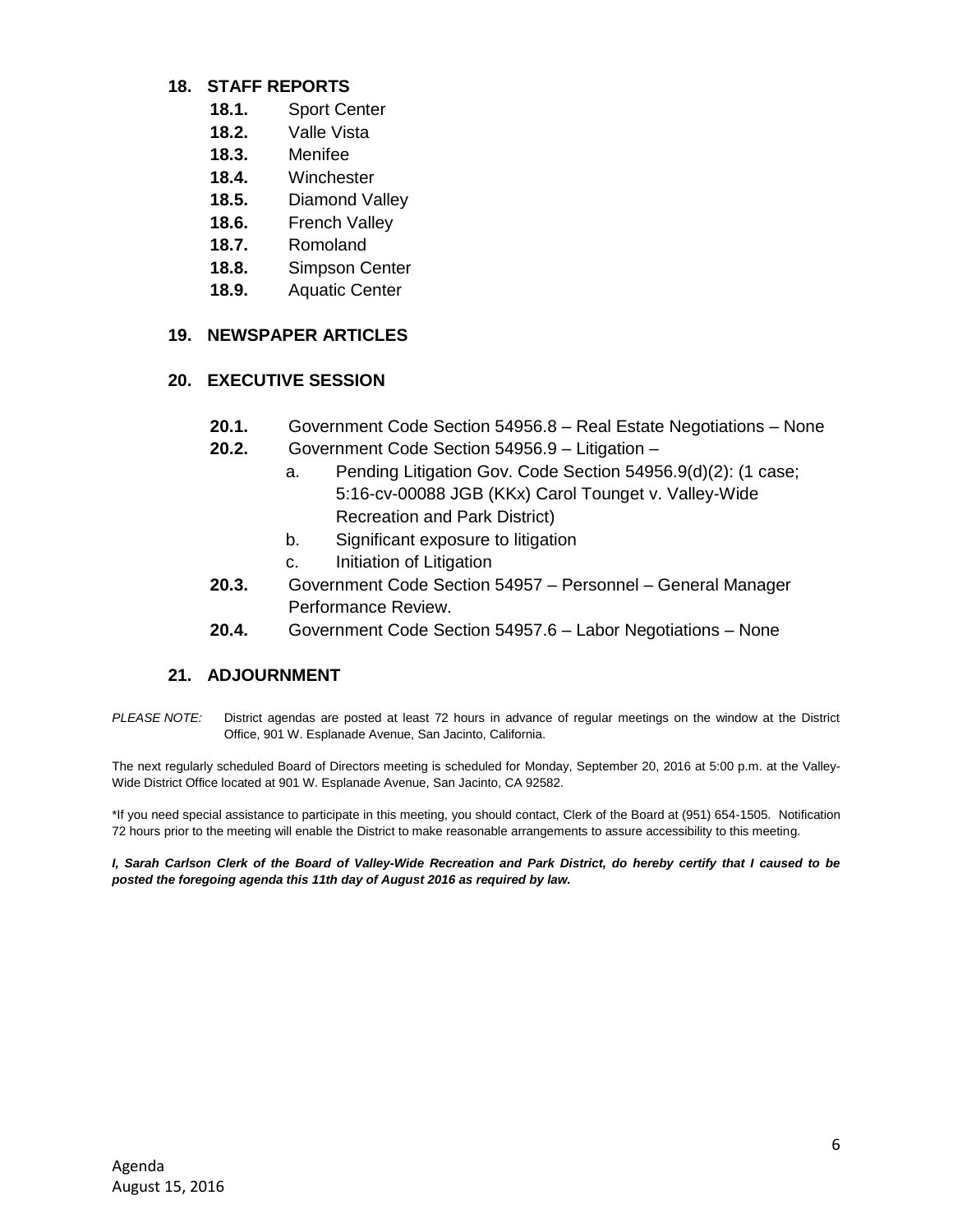## 18. STAFF REPORTS

- **18.1.** Sport Center
- **18.2.** Valle Vista
- **18.3.** Menifee
- **18.4.** Winchester
- **18.5.** Diamond Valley
- **18.6.** French Valley
- **18.7.** Romoland
- **18.8.** Simpson Center
- **18.9.** Aquatic Center

## 19. NEWSPAPER ARTICLES

## 20. EXECUTIVE SESSION

- **20.1.** Government Code Section 54956.8 – Real Estate Negotiations – None
- **20.2.** Government Code Section 54956.9 – Litigation –
  - a. Pending Litigation Gov. Code Section 54956.9(d)(2): (1 case; 5:16-cv-00088 JGB (KKx) Carol Tounget v. Valley-Wide Recreation and Park District)
  - b. Significant exposure to litigation
  - c. Initiation of Litigation
- **20.3.** Government Code Section 54957 – Personnel – General Manager Performance Review.
- **20.4.** Government Code Section 54957.6 – Labor Negotiations – None

## 21. ADJOURNMENT

*PLEASE NOTE:* District agendas are posted at least 72 hours in advance of regular meetings on the window at the District Office, 901 W. Esplanade Avenue, San Jacinto, California.

The next regularly scheduled Board of Directors meeting is scheduled for Monday, September 20, 2016 at 5:00 p.m. at the Valley-Wide District Office located at 901 W. Esplanade Avenue, San Jacinto, CA 92582.

*If you need special assistance to participate in this meeting, you should contact, Clerk of the Board at (951) 654-1505. Notification 72 hours prior to the meeting will enable the District to make reasonable arrangements to assure accessibility to this meeting.

***I, Sarah Carlson Clerk of the Board of Valley-Wide Recreation and Park District, do hereby certify that I caused to be posted the foregoing agenda this 11th day of August 2016 as required by law.***